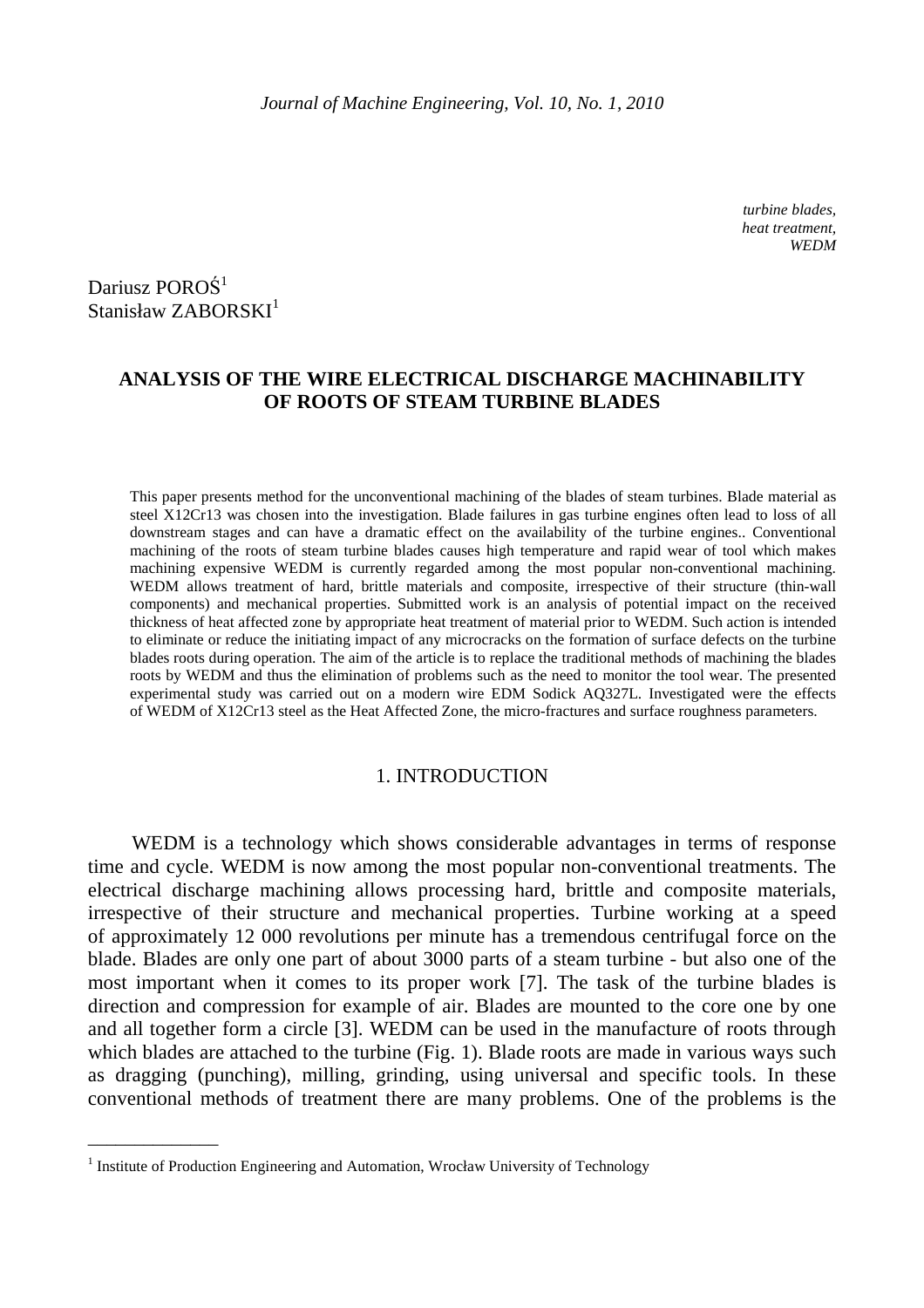*turbine blades,*
*heat treatment,*
*WEDM*

Dariusz POROŚ[1]
Stanisław ZABORSKI[1]

# ANALYSIS OF THE WIRE ELECTRICAL DISCHARGE MACHINABILITY OF ROOTS OF STEAM TURBINE BLADES

This paper presents method for the unconventional machining of the blades of steam turbines. Blade material as steel X12Cr13 was chosen into the investigation. Blade failures in gas turbine engines often lead to loss of all downstream stages and can have a dramatic effect on the availability of the turbine engines.. Conventional machining of the roots of steam turbine blades causes high temperature and rapid wear of tool which makes machining expensive WEDM is currently regarded among the most popular non-conventional machining. WEDM allows treatment of hard, brittle materials and composite, irrespective of their structure (thin-wall components) and mechanical properties. Submitted work is an analysis of potential impact on the received thickness of heat affected zone by appropriate heat treatment of material prior to WEDM. Such action is intended to eliminate or reduce the initiating impact of any microcracks on the formation of surface defects on the turbine blades roots during operation. The aim of the article is to replace the traditional methods of machining the blades roots by WEDM and thus the elimination of problems such as the need to monitor the tool wear. The presented experimental study was carried out on a modern wire EDM Sodick AQ327L. Investigated were the effects of WEDM of X12Cr13 steel as the Heat Affected Zone, the micro-fractures and surface roughness parameters.

## 1. INTRODUCTION

WEDM is a technology which shows considerable advantages in terms of response time and cycle. WEDM is now among the most popular non-conventional treatments. The electrical discharge machining allows processing hard, brittle and composite materials, irrespective of their structure and mechanical properties. Turbine working at a speed of approximately 12 000 revolutions per minute has a tremendous centrifugal force on the blade. Blades are only one part of about 3000 parts of a steam turbine - but also one of the most important when it comes to its proper work [7]. The task of the turbine blades is direction and compression for example of air. Blades are mounted to the core one by one and all together form a circle [3]. WEDM can be used in the manufacture of roots through which blades are attached to the turbine (Fig. 1). Blade roots are made in various ways such as dragging (punching), milling, grinding, using universal and specific tools. In these conventional methods of treatment there are many problems. One of the problems is the

---

[1] Institute of Production Engineering and Automation, Wrocław University of Technology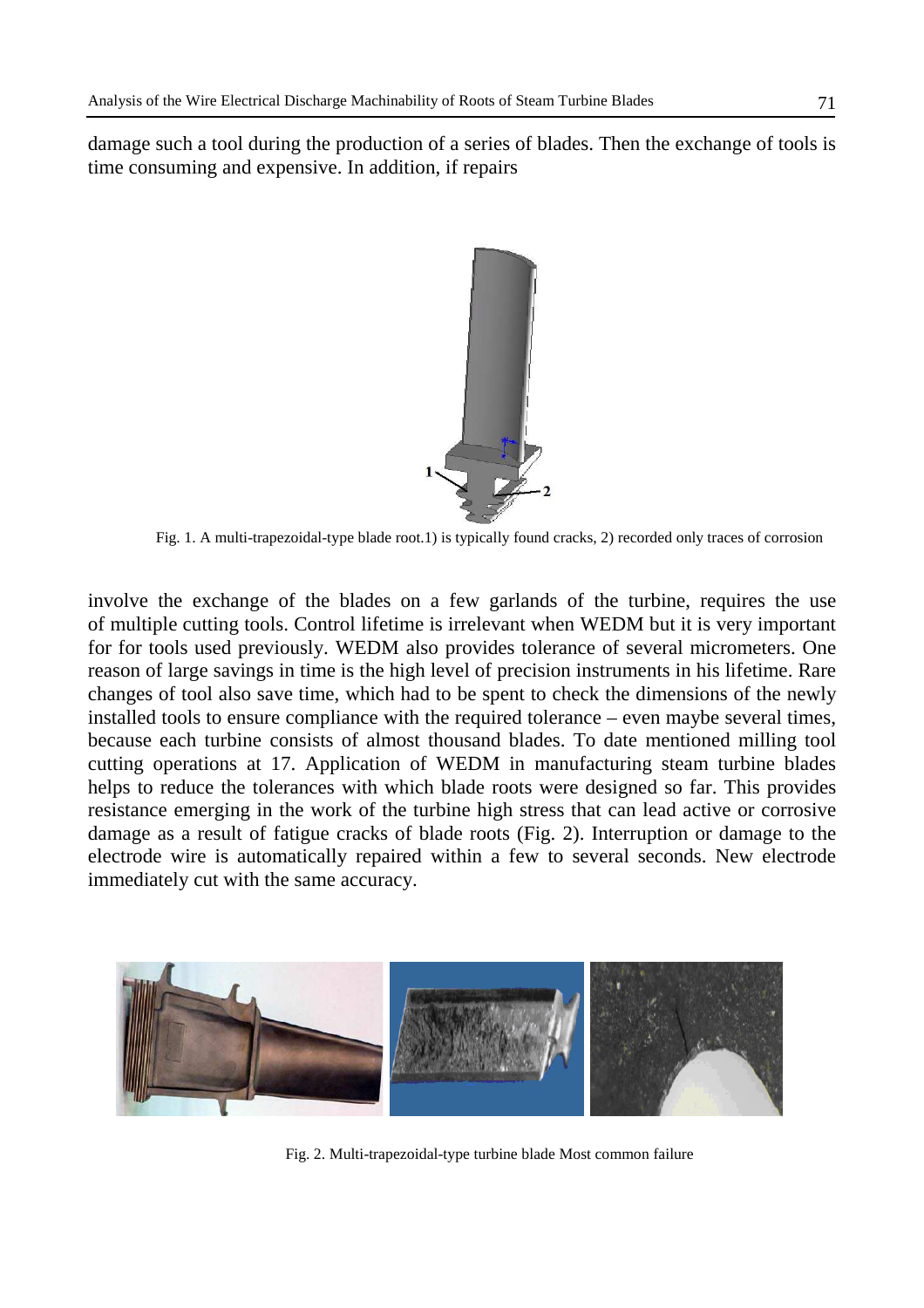damage such a tool during the production of a series of blades. Then the exchange of tools is time consuming and expensive. In addition, if repairs

Fig. 1. A multi-trapezoidal-type blade root.1) is typically found cracks, 2) recorded only traces of corrosion

involve the exchange of the blades on a few garlands of the turbine, requires the use of multiple cutting tools. Control lifetime is irrelevant when WEDM but it is very important for for tools used previously. WEDM also provides tolerance of several micrometers. One reason of large savings in time is the high level of precision instruments in his lifetime. Rare changes of tool also save time, which had to be spent to check the dimensions of the newly installed tools to ensure compliance with the required tolerance – even maybe several times, because each turbine consists of almost thousand blades. To date mentioned milling tool cutting operations at 17. Application of WEDM in manufacturing steam turbine blades helps to reduce the tolerances with which blade roots were designed so far. This provides resistance emerging in the work of the turbine high stress that can lead active or corrosive damage as a result of fatigue cracks of blade roots (Fig. 2). Interruption or damage to the electrode wire is automatically repaired within a few to several seconds. New electrode immediately cut with the same accuracy.

Fig. 2. Multi-trapezoidal-type turbine blade Most common failure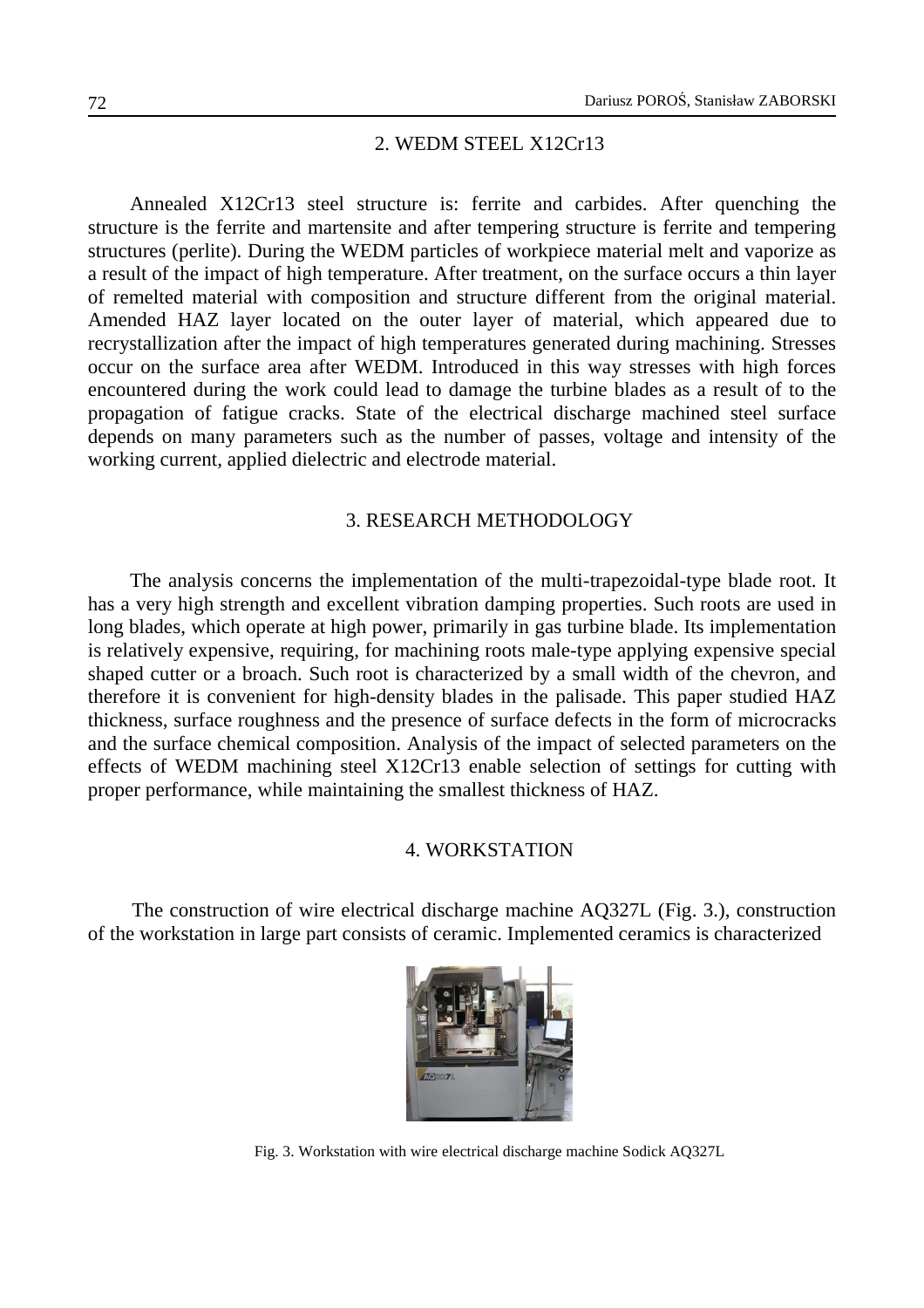## 2. WEDM STEEL X12Cr13

Annealed X12Cr13 steel structure is: ferrite and carbides. After quenching the structure is the ferrite and martensite and after tempering structure is ferrite and tempering structures (perlite). During the WEDM particles of workpiece material melt and vaporize as a result of the impact of high temperature. After treatment, on the surface occurs a thin layer of remelted material with composition and structure different from the original material. Amended HAZ layer located on the outer layer of material, which appeared due to recrystallization after the impact of high temperatures generated during machining. Stresses occur on the surface area after WEDM. Introduced in this way stresses with high forces encountered during the work could lead to damage the turbine blades as a result of to the propagation of fatigue cracks. State of the electrical discharge machined steel surface depends on many parameters such as the number of passes, voltage and intensity of the working current, applied dielectric and electrode material.

## 3. RESEARCH METHODOLOGY

The analysis concerns the implementation of the multi-trapezoidal-type blade root. It has a very high strength and excellent vibration damping properties. Such roots are used in long blades, which operate at high power, primarily in gas turbine blade. Its implementation is relatively expensive, requiring, for machining roots male-type applying expensive special shaped cutter or a broach. Such root is characterized by a small width of the chevron, and therefore it is convenient for high-density blades in the palisade. This paper studied HAZ thickness, surface roughness and the presence of surface defects in the form of microcracks and the surface chemical composition. Analysis of the impact of selected parameters on the effects of WEDM machining steel X12Cr13 enable selection of settings for cutting with proper performance, while maintaining the smallest thickness of HAZ.

## 4. WORKSTATION

The construction of wire electrical discharge machine AQ327L (Fig. 3.), construction of the workstation in large part consists of ceramic. Implemented ceramics is characterized

Fig. 3. Workstation with wire electrical discharge machine Sodick AQ327L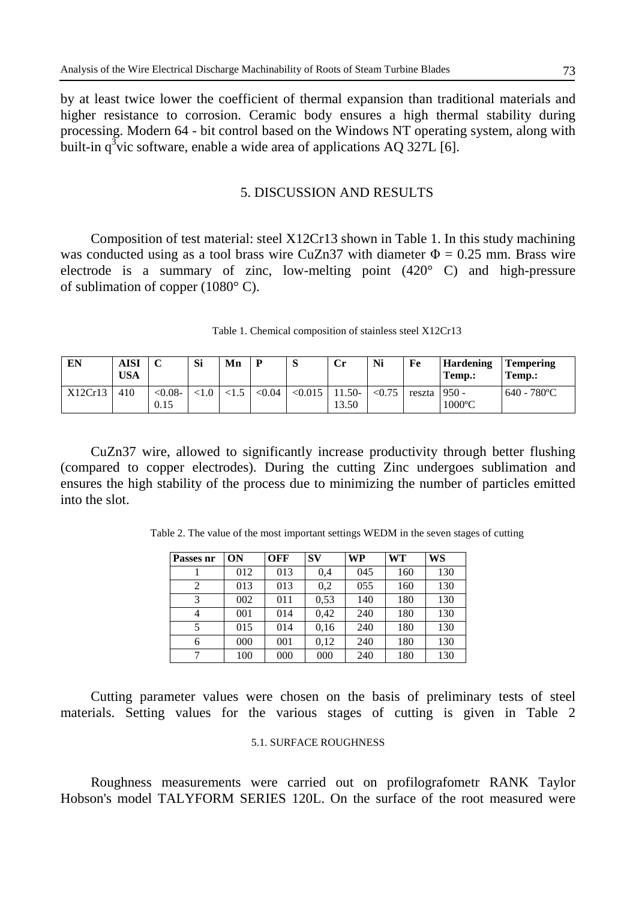by at least twice lower the coefficient of thermal expansion than traditional materials and higher resistance to corrosion. Ceramic body ensures a high thermal stability during processing. Modern 64 - bit control based on the Windows NT operating system, along with built-in q$^3$vic software, enable a wide area of applications AQ 327L [6].

## 5. DISCUSSION AND RESULTS

Composition of test material: steel X12Cr13 shown in Table 1. In this study machining was conducted using as a tool brass wire CuZn37 with diameter $\Phi$ = 0.25 mm. Brass wire electrode is a summary of zinc, low-melting point (420° C) and high-pressure of sublimation of copper (1080° C).

Table 1. Chemical composition of stainless steel X12Cr13

| EN | AISI USA | C | Si | Mn | P | S | Cr | Ni | Fe | Hardening Temp.: | Tempering Temp.: |
|---|---|---|---|---|---|---|---|---|---|---|---|
| X12Cr13 | 410 | <0.08-0.15 | <1.0 | <1.5 | <0.04 | <0.015 | 11.50-13.50 | <0.75 | reszta | 950 - 1000ºC | 640 - 780ºC |

CuZn37 wire, allowed to significantly increase productivity through better flushing (compared to copper electrodes). During the cutting Zinc undergoes sublimation and ensures the high stability of the process due to minimizing the number of particles emitted into the slot.

Table 2. The value of the most important settings WEDM in the seven stages of cutting

| Passes nr | ON | OFF | SV | WP | WT | WS |
|---|---|---|---|---|---|---|
| 1 | 012 | 013 | 0,4 | 045 | 160 | 130 |
| 2 | 013 | 013 | 0,2 | 055 | 160 | 130 |
| 3 | 002 | 011 | 0,53 | 140 | 180 | 130 |
| 4 | 001 | 014 | 0,42 | 240 | 180 | 130 |
| 5 | 015 | 014 | 0,16 | 240 | 180 | 130 |
| 6 | 000 | 001 | 0,12 | 240 | 180 | 130 |
| 7 | 100 | 000 | 000 | 240 | 180 | 130 |

Cutting parameter values were chosen on the basis of preliminary tests of steel materials. Setting values for the various stages of cutting is given in Table 2

### 5.1. SURFACE ROUGHNESS

Roughness measurements were carried out on profilografometr RANK Taylor Hobson's model TALYFORM SERIES 120L. On the surface of the root measured were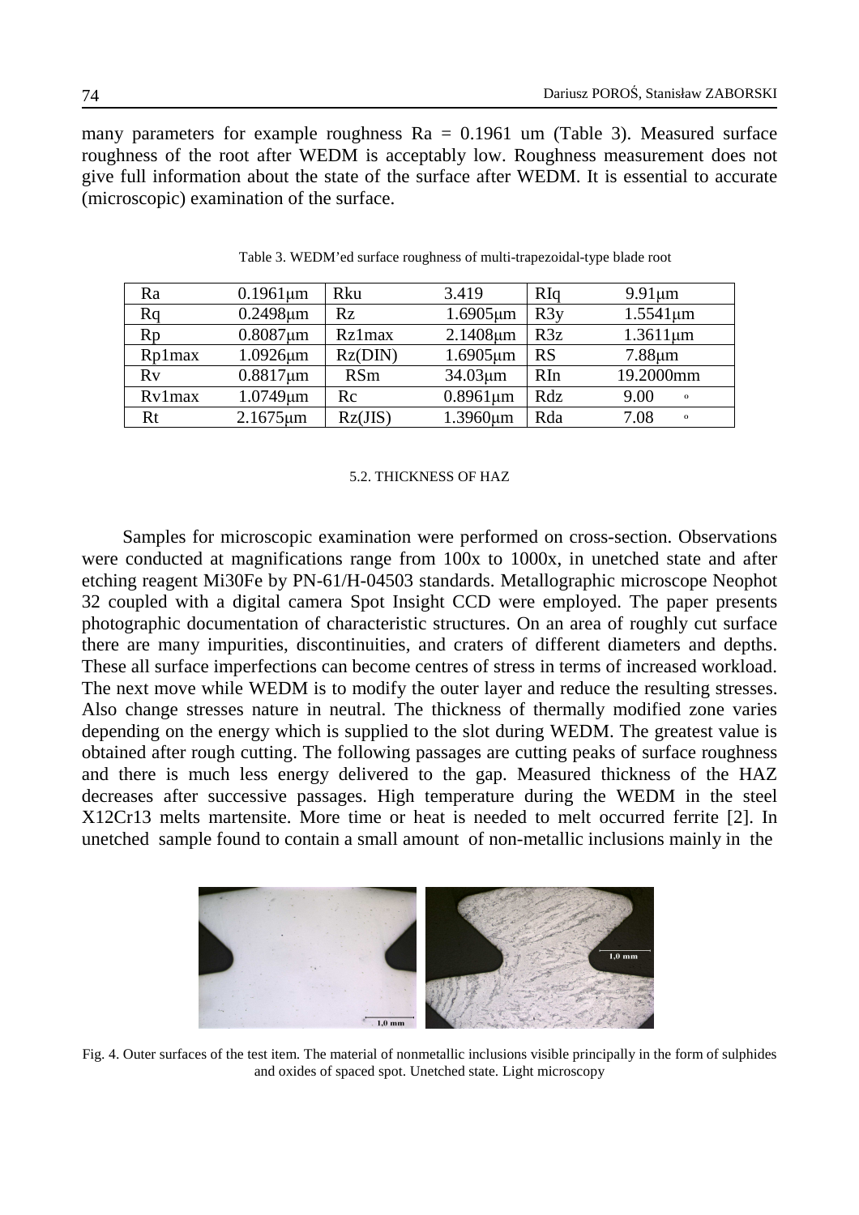many parameters for example roughness Ra = 0.1961 um (Table 3). Measured surface roughness of the root after WEDM is acceptably low. Roughness measurement does not give full information about the state of the surface after WEDM. It is essential to accurate (microscopic) examination of the surface.

Table 3. WEDM'ed surface roughness of multi-trapezoidal-type blade root

| Ra | 0.1961μm | Rku | 3.419 | RIq | 9.91μm |
|---|---|---|---|---|---|
| Rq | 0.2498μm | Rz | 1.6905μm | R3y | 1.5541μm |
| Rp | 0.8087μm | Rz1max | 2.1408μm | R3z | 1.3611μm |
| Rp1max | 1.0926μm | Rz(DIN) | 1.6905μm | RS | 7.88μm |
| Rv | 0.8817μm | RSm | 34.03μm | RIn | 19.2000mm |
| Rv1max | 1.0749μm | Rc | 0.8961μm | Rdz | 9.00 ° |
| Rt | 2.1675μm | Rz(JIS) | 1.3960μm | Rda | 7.08 ° |

### 5.2. THICKNESS OF HAZ

Samples for microscopic examination were performed on cross-section. Observations were conducted at magnifications range from 100x to 1000x, in unetched state and after etching reagent Mi30Fe by PN-61/H-04503 standards. Metallographic microscope Neophot 32 coupled with a digital camera Spot Insight CCD were employed. The paper presents photographic documentation of characteristic structures. On an area of roughly cut surface there are many impurities, discontinuities, and craters of different diameters and depths. These all surface imperfections can become centres of stress in terms of increased workload. The next move while WEDM is to modify the outer layer and reduce the resulting stresses. Also change stresses nature in neutral. The thickness of thermally modified zone varies depending on the energy which is supplied to the slot during WEDM. The greatest value is obtained after rough cutting. The following passages are cutting peaks of surface roughness and there is much less energy delivered to the gap. Measured thickness of the HAZ decreases after successive passages. High temperature during the WEDM in the steel X12Cr13 melts martensite. More time or heat is needed to melt occurred ferrite [2]. In unetched sample found to contain a small amount of non-metallic inclusions mainly in the

Fig. 4. Outer surfaces of the test item. The material of nonmetallic inclusions visible principally in the form of sulphides and oxides of spaced spot. Unetched state. Light microscopy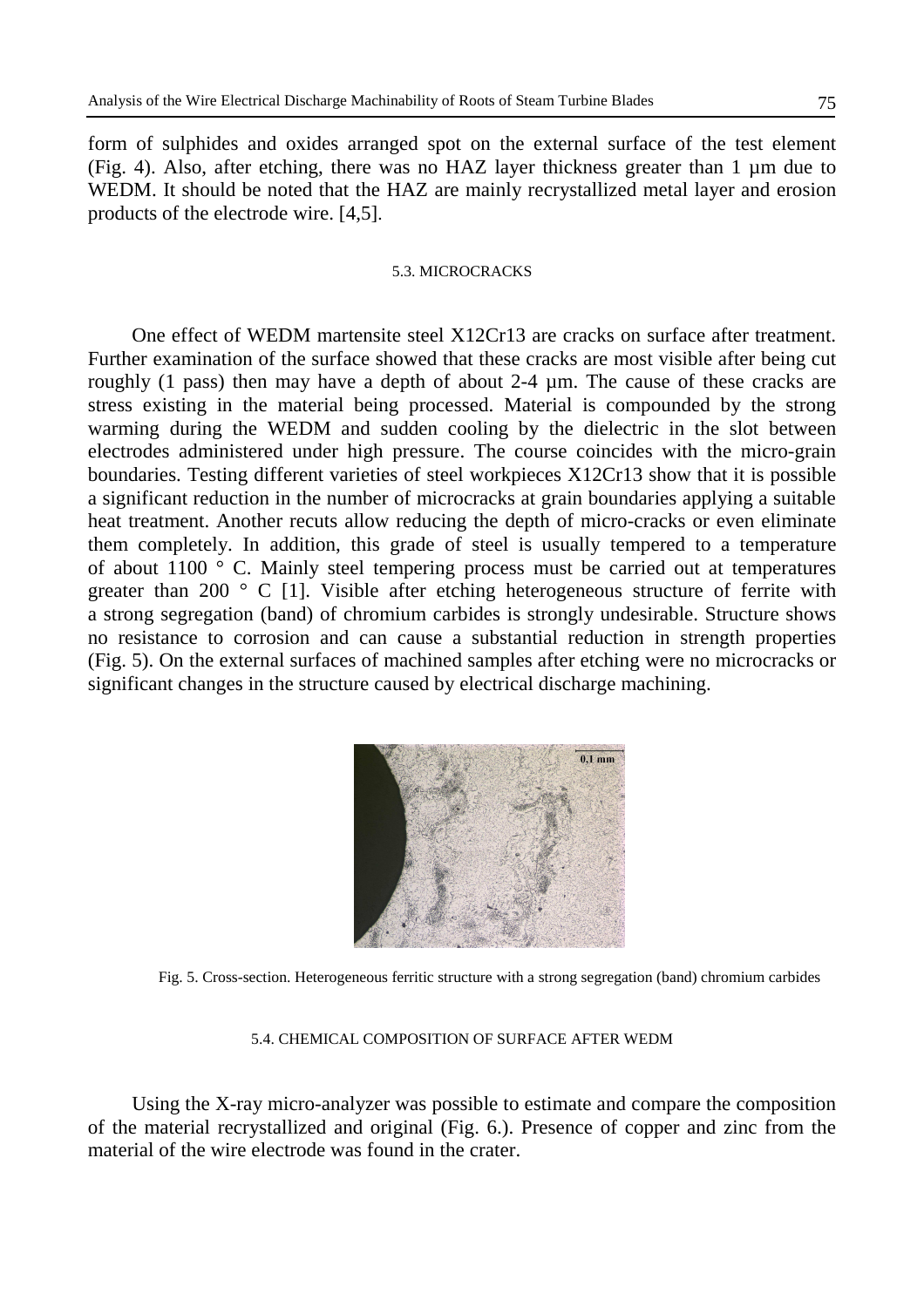form of sulphides and oxides arranged spot on the external surface of the test element (Fig. 4). Also, after etching, there was no HAZ layer thickness greater than 1 µm due to WEDM. It should be noted that the HAZ are mainly recrystallized metal layer and erosion products of the electrode wire. [4,5].

### 5.3. MICROCRACKS

One effect of WEDM martensite steel X12Cr13 are cracks on surface after treatment. Further examination of the surface showed that these cracks are most visible after being cut roughly (1 pass) then may have a depth of about 2-4 µm. The cause of these cracks are stress existing in the material being processed. Material is compounded by the strong warming during the WEDM and sudden cooling by the dielectric in the slot between electrodes administered under high pressure. The course coincides with the micro-grain boundaries. Testing different varieties of steel workpieces X12Cr13 show that it is possible a significant reduction in the number of microcracks at grain boundaries applying a suitable heat treatment. Another recuts allow reducing the depth of micro-cracks or even eliminate them completely. In addition, this grade of steel is usually tempered to a temperature of about 1100 ° C. Mainly steel tempering process must be carried out at temperatures greater than 200 ° C [1]. Visible after etching heterogeneous structure of ferrite with a strong segregation (band) of chromium carbides is strongly undesirable. Structure shows no resistance to corrosion and can cause a substantial reduction in strength properties (Fig. 5). On the external surfaces of machined samples after etching were no microcracks or significant changes in the structure caused by electrical discharge machining.

Fig. 5. Cross-section. Heterogeneous ferritic structure with a strong segregation (band) chromium carbides

### 5.4. CHEMICAL COMPOSITION OF SURFACE AFTER WEDM

Using the X-ray micro-analyzer was possible to estimate and compare the composition of the material recrystallized and original (Fig. 6.). Presence of copper and zinc from the material of the wire electrode was found in the crater.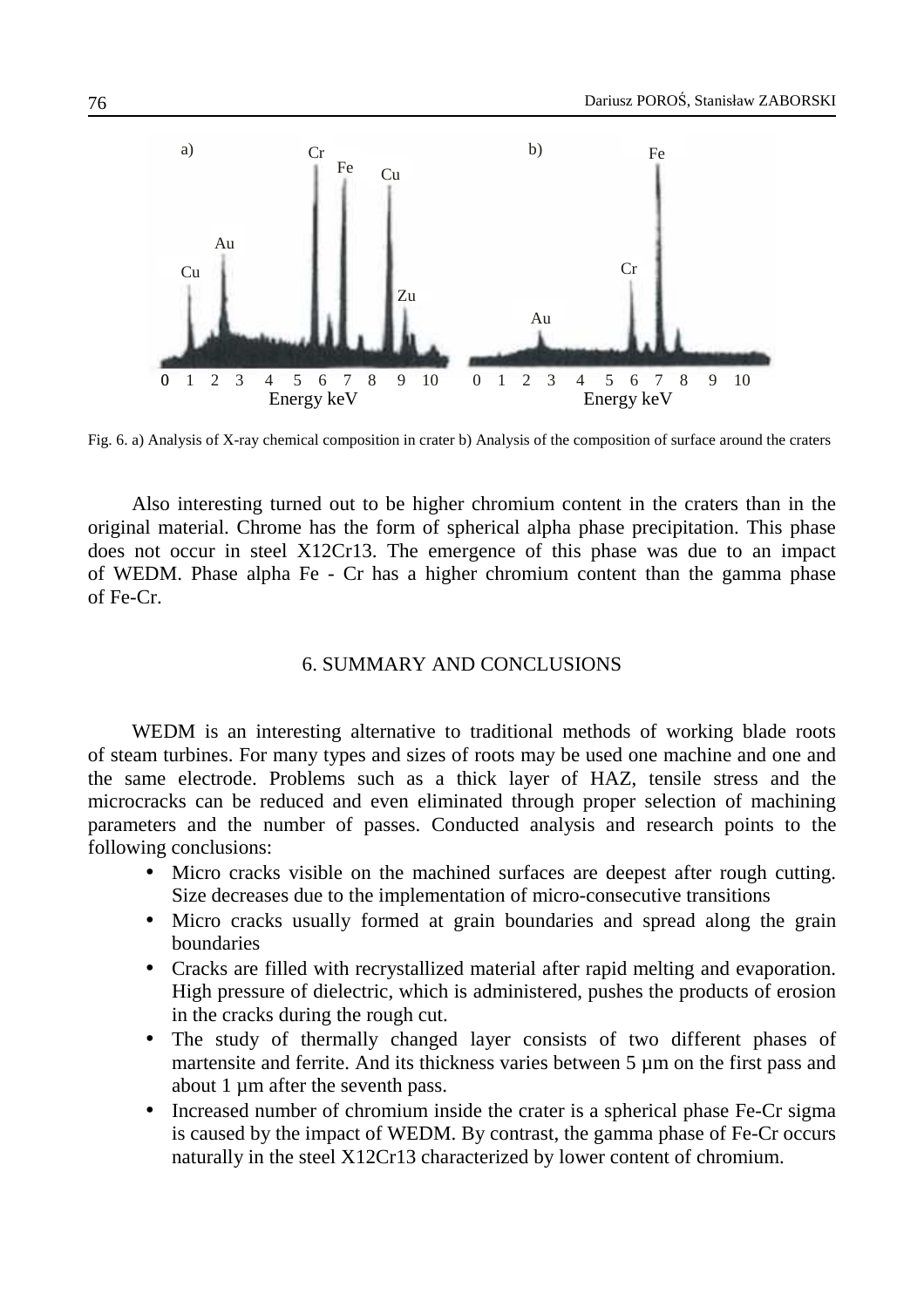Fig. 6. a) Analysis of X-ray chemical composition in crater b) Analysis of the composition of surface around the craters

Also interesting turned out to be higher chromium content in the craters than in the original material. Chrome has the form of spherical alpha phase precipitation. This phase does not occur in steel X12Cr13. The emergence of this phase was due to an impact of WEDM. Phase alpha Fe - Cr has a higher chromium content than the gamma phase of Fe-Cr.

## 6. SUMMARY AND CONCLUSIONS

WEDM is an interesting alternative to traditional methods of working blade roots of steam turbines. For many types and sizes of roots may be used one machine and one and the same electrode. Problems such as a thick layer of HAZ, tensile stress and the microcracks can be reduced and even eliminated through proper selection of machining parameters and the number of passes. Conducted analysis and research points to the following conclusions:

- Micro cracks visible on the machined surfaces are deepest after rough cutting. Size decreases due to the implementation of micro-consecutive transitions
- Micro cracks usually formed at grain boundaries and spread along the grain boundaries
- Cracks are filled with recrystallized material after rapid melting and evaporation. High pressure of dielectric, which is administered, pushes the products of erosion in the cracks during the rough cut.
- The study of thermally changed layer consists of two different phases of martensite and ferrite. And its thickness varies between 5 µm on the first pass and about 1 µm after the seventh pass.
- Increased number of chromium inside the crater is a spherical phase Fe-Cr sigma is caused by the impact of WEDM. By contrast, the gamma phase of Fe-Cr occurs naturally in the steel X12Cr13 characterized by lower content of chromium.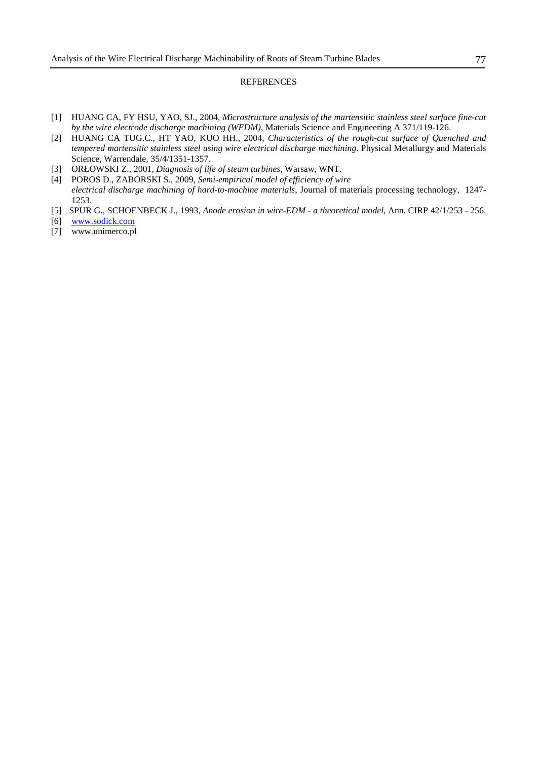## REFERENCES

[1] HUANG CA, FY HSU, YAO, SJ., 2004, *Microstructure analysis of the martensitic stainless steel surface fine-cut by the wire electrode discharge machining (WEDM)*, Materials Science and Engineering A 371/119-126.

[2] HUANG CA TUG.C., HT YAO, KUO HH., 2004, *Characteristics of the rough-cut surface of Quenched and tempered martensitic stainless steel using wire electrical discharge machining*. Physical Metallurgy and Materials Science, Warrendale, 35/4/1351-1357.

[3] ORŁOWSKI Z., 2001, *Diagnosis of life of steam turbines*, Warsaw, WNT.

[4] POROS D., ZABORSKI S., 2009, *Semi-empirical model of efficiency of wire electrical discharge machining of hard-to-machine materials*, Journal of materials processing technology, 1247-1253.

[5] SPUR G., SCHOENBECK J., 1993, *Anode erosion in wire-EDM - a theoretical model*, Ann. CIRP 42/1/253 - 256.

[6] www.sodick.com

[7] www.unimerco.pl